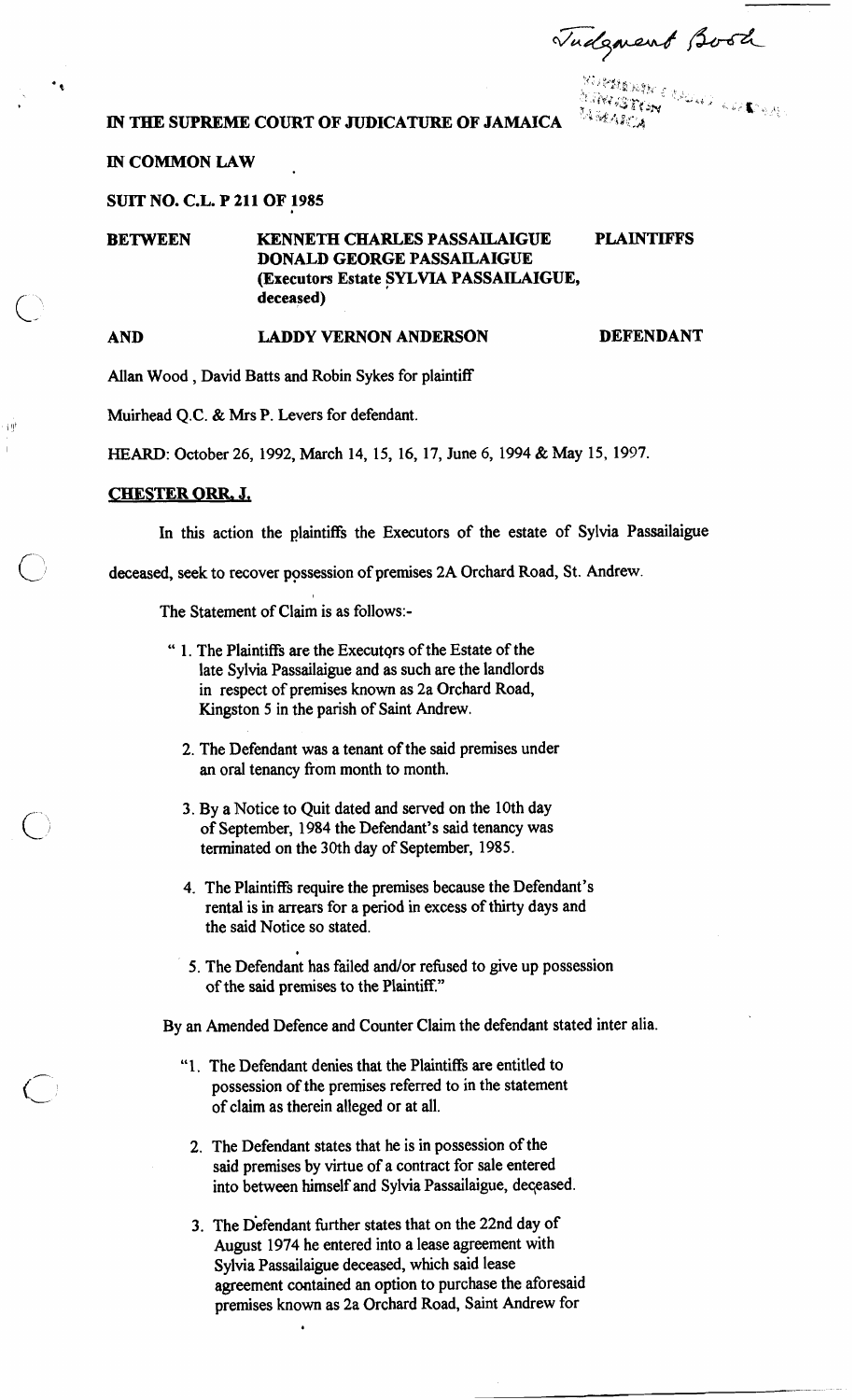Judgment Book

# IN THE SUPREME COURT OF JUDICATURE OF JAMAICA

**IN COMMON LAW**

**SUIT NO. C.L. P 211 OF 1985**

| | | |
|---|---|---|
| **BETWEEN** | **KENNETH CHARLES PASSAILAIGUE DONALD GEORGE PASSAILAIGUE (Executors Estate SYLVIA PASSAILAIGUE, deceased)** | **PLAINTIFFS** |
| **AND** | **LADDY VERNON ANDERSON** | **DEFENDANT** |

Allan Wood , David Batts and Robin Sykes for plaintiff

Muirhead Q.C. & Mrs P. Levers for defendant.

HEARD: October 26, 1992, March 14, 15, 16, 17, June 6, 1994 & May 15, 1997.

**CHESTER ORR, J.**

In this action the plaintiffs the Executors of the estate of Sylvia Passailaigue deceased, seek to recover possession of premises 2A Orchard Road, St. Andrew.

The Statement of Claim is as follows:-

> " 1. The Plaintiffs are the Executors of the Estate of the late Sylvia Passailaigue and as such are the landlords in respect of premises known as 2a Orchard Road, Kingston 5 in the parish of Saint Andrew.
>
> 2. The Defendant was a tenant of the said premises under an oral tenancy from month to month.
>
> 3. By a Notice to Quit dated and served on the 10th day of September, 1984 the Defendant's said tenancy was terminated on the 30th day of September, 1985.
>
> 4. The Plaintiffs require the premises because the Defendant's rental is in arrears for a period in excess of thirty days and the said Notice so stated.
>
> 5. The Defendant has failed and/or refused to give up possession of the said premises to the Plaintiff."

By an Amended Defence and Counter Claim the defendant stated inter alia.

> "1. The Defendant denies that the Plaintiffs are entitled to possession of the premises referred to in the statement of claim as therein alleged or at all.
>
> 2. The Defendant states that he is in possession of the said premises by virtue of a contract for sale entered into between himself and Sylvia Passailaigue, deceased.
>
> 3. The Defendant further states that on the 22nd day of August 1974 he entered into a lease agreement with Sylvia Passailaigue deceased, which said lease agreement contained an option to purchase the aforesaid premises known as 2a Orchard Road, Saint Andrew for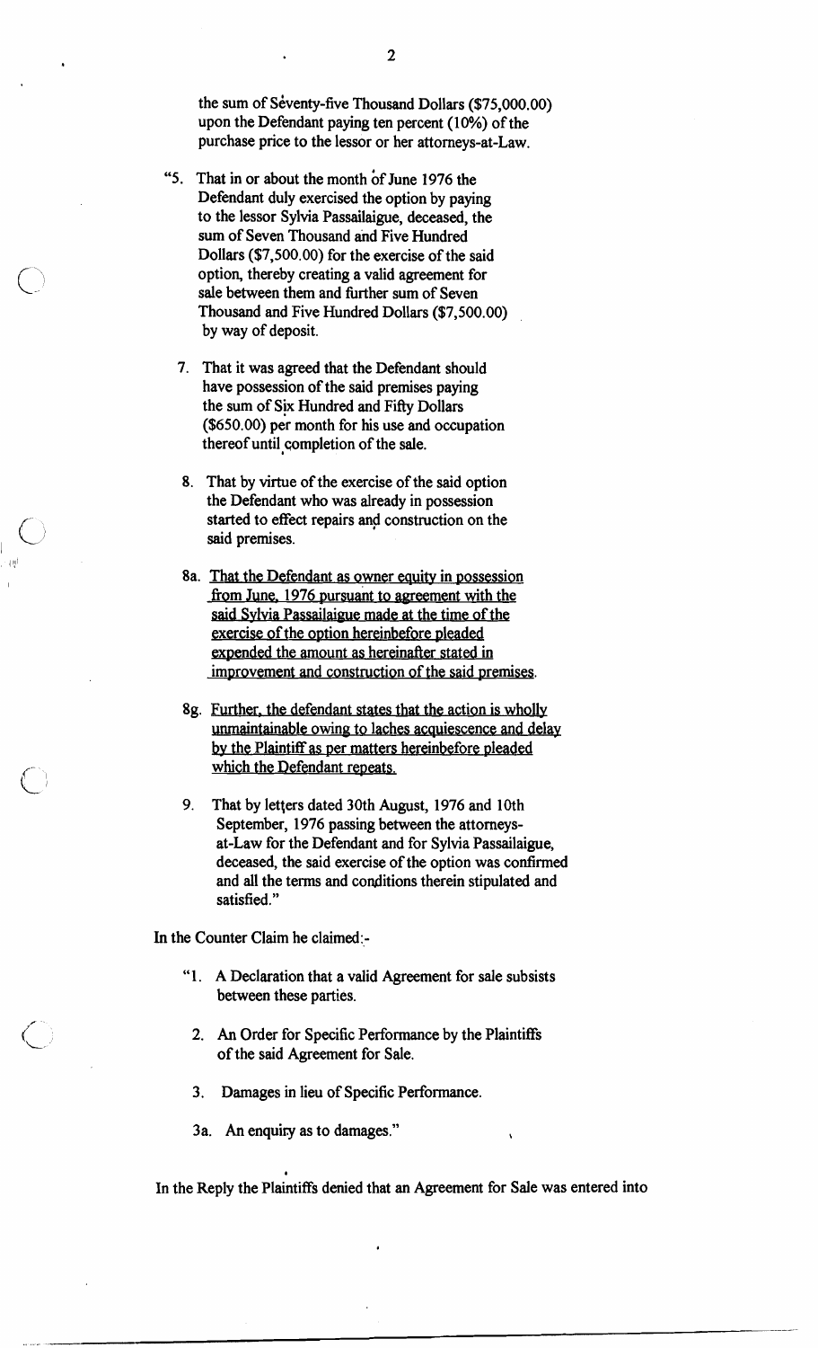the sum of Seventy-five Thousand Dollars ($75,000.00) upon the Defendant paying ten percent (10%) of the purchase price to the lessor or her attorneys-at-Law.

"5. That in or about the month of June 1976 the Defendant duly exercised the option by paying to the lessor Sylvia Passailaigue, deceased, the sum of Seven Thousand and Five Hundred Dollars ($7,500.00) for the exercise of the said option, thereby creating a valid agreement for sale between them and further sum of Seven Thousand and Five Hundred Dollars ($7,500.00) by way of deposit.

7. That it was agreed that the Defendant should have possession of the said premises paying the sum of Six Hundred and Fifty Dollars ($650.00) per month for his use and occupation thereof until completion of the sale.

8. That by virtue of the exercise of the said option the Defendant who was already in possession started to effect repairs and construction on the said premises.

8a. <u>That the Defendant as owner equity in possession from June, 1976 pursuant to agreement with the said Sylvia Passailaigue made at the time of the exercise of the option hereinbefore pleaded expended the amount as hereinafter stated in improvement and construction of the said premises.</u>

8g. <u>Further, the defendant states that the action is wholly unmaintainable owing to laches acquiescence and delay by the Plaintiff as per matters hereinbefore pleaded which the Defendant repeats.</u>

9. That by letters dated 30th August, 1976 and 10th September, 1976 passing between the attorneys-at-Law for the Defendant and for Sylvia Passailaigue, deceased, the said exercise of the option was confirmed and all the terms and conditions therein stipulated and satisfied."

In the Counter Claim he claimed:-

"1. A Declaration that a valid Agreement for sale subsists between these parties.

2. An Order for Specific Performance by the Plaintiffs of the said Agreement for Sale.

3. Damages in lieu of Specific Performance.

3a. An enquiry as to damages."

In the Reply the Plaintiffs denied that an Agreement for Sale was entered into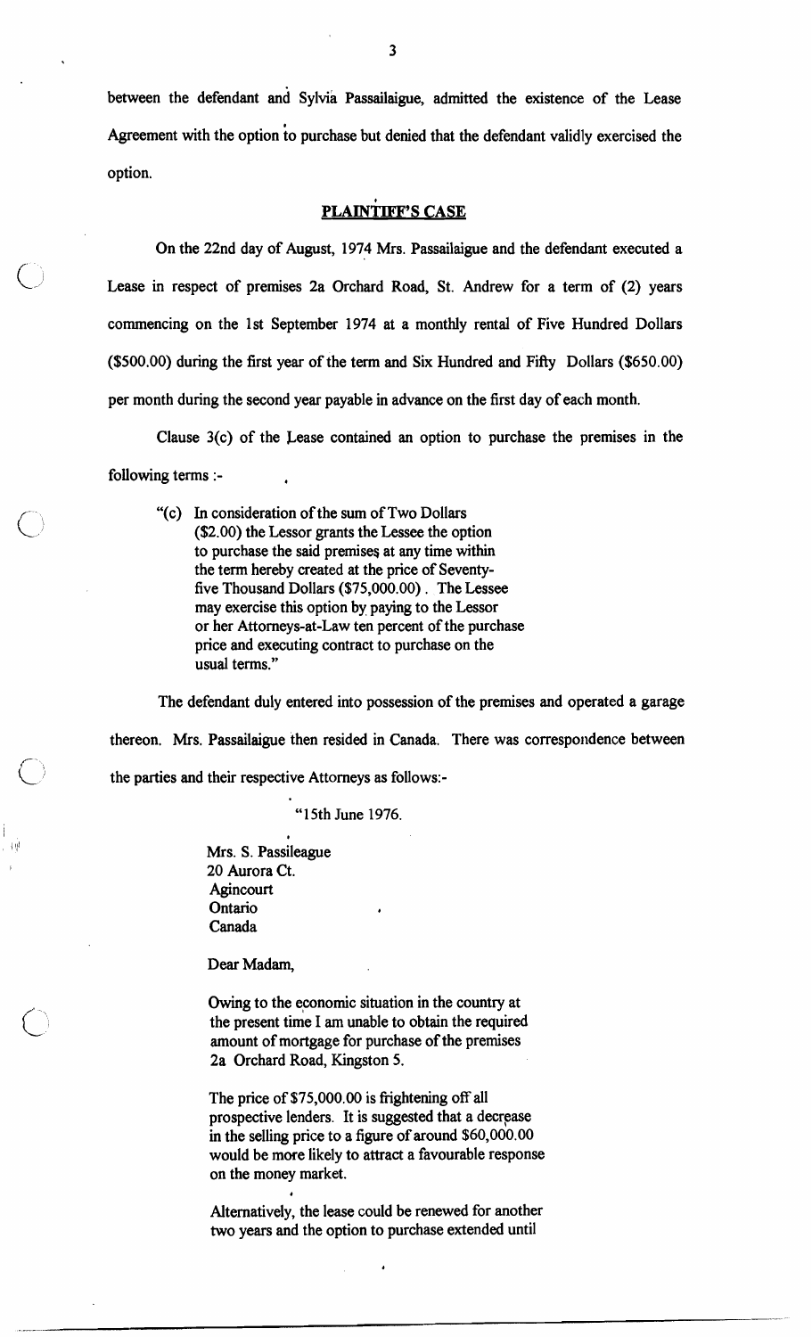between the defendant and Sylvia Passailaigue, admitted the existence of the Lease Agreement with the option to purchase but denied that the defendant validly exercised the option.

## PLAINTIFF'S CASE

On the 22nd day of August, 1974 Mrs. Passailaigue and the defendant executed a Lease in respect of premises 2a Orchard Road, St. Andrew for a term of (2) years commencing on the 1st September 1974 at a monthly rental of Five Hundred Dollars ($500.00) during the first year of the term and Six Hundred and Fifty Dollars ($650.00) per month during the second year payable in advance on the first day of each month.

Clause 3(c) of the Lease contained an option to purchase the premises in the following terms :-

> "(c) In consideration of the sum of Two Dollars ($2.00) the Lessor grants the Lessee the option to purchase the said premises at any time within the term hereby created at the price of Seventy-five Thousand Dollars ($75,000.00). The Lessee may exercise this option by paying to the Lessor or her Attorneys-at-Law ten percent of the purchase price and executing contract to purchase on the usual terms."

The defendant duly entered into possession of the premises and operated a garage thereon. Mrs. Passailaigue then resided in Canada. There was correspondence between the parties and their respective Attorneys as follows:-

> "15th June 1976.
>
> Mrs. S. Passileague
> 20 Aurora Ct.
> Agincourt
> Ontario
> Canada
>
> Dear Madam,
>
> Owing to the economic situation in the country at the present time I am unable to obtain the required amount of mortgage for purchase of the premises 2a Orchard Road, Kingston 5.
>
> The price of $75,000.00 is frightening off all prospective lenders. It is suggested that a decrease in the selling price to a figure of around $60,000.00 would be more likely to attract a favourable response on the money market.
>
> Alternatively, the lease could be renewed for another two years and the option to purchase extended until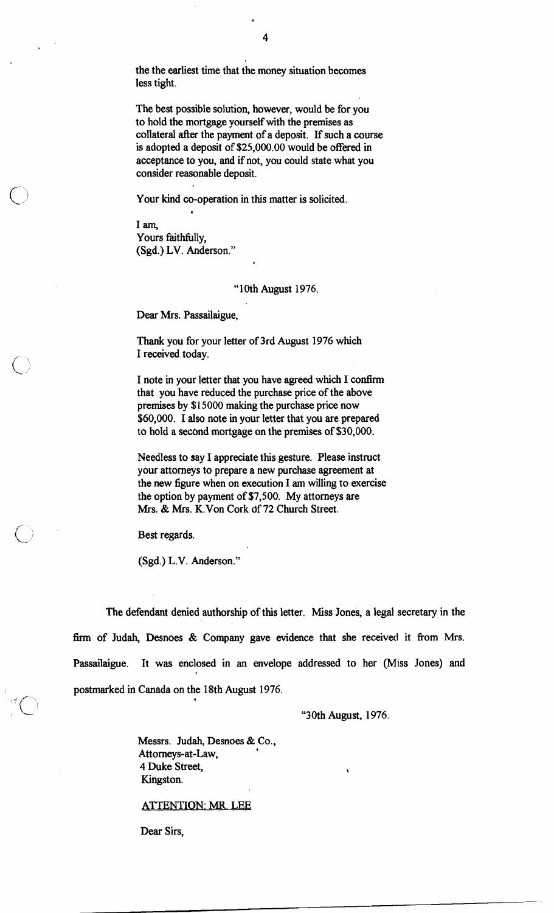the the earliest time that the money situation becomes less tight.

The best possible solution, however, would be for you to hold the mortgage yourself with the premises as collateral after the payment of a deposit. If such a course is adopted a deposit of $25,000.00 would be offered in acceptance to you, and if not, you could state what you consider reasonable deposit.

Your kind co-operation in this matter is solicited.

I am,
Yours faithfully,
(Sgd.) LV. Anderson."

"10th August 1976.

Dear Mrs. Passailaigue,

Thank you for your letter of 3rd August 1976 which I received today.

I note in your letter that you have agreed which I confirm that you have reduced the purchase price of the above premises by $15000 making the purchase price now $60,000. I also note in your letter that you are prepared to hold a second mortgage on the premises of $30,000.

Needless to say I appreciate this gesture. Please instruct your attorneys to prepare a new purchase agreement at the new figure when on execution I am willing to exercise the option by payment of $7,500. My attorneys are Mrs. & Mrs. K.Von Cork of 72 Church Street.

Best regards.

(Sgd.) L.V. Anderson."

The defendant denied authorship of this letter. Miss Jones, a legal secretary in the firm of Judah, Desnoes & Company gave evidence that she received it from Mrs. Passailaigue. It was enclosed in an envelope addressed to her (Miss Jones) and postmarked in Canada on the 18th August 1976.

"30th August, 1976.

Messrs. Judah, Desnoes & Co.,
Attorneys-at-Law,
4 Duke Street,
Kingston.

<u>ATTENTION: MR. LEE</u>

Dear Sirs,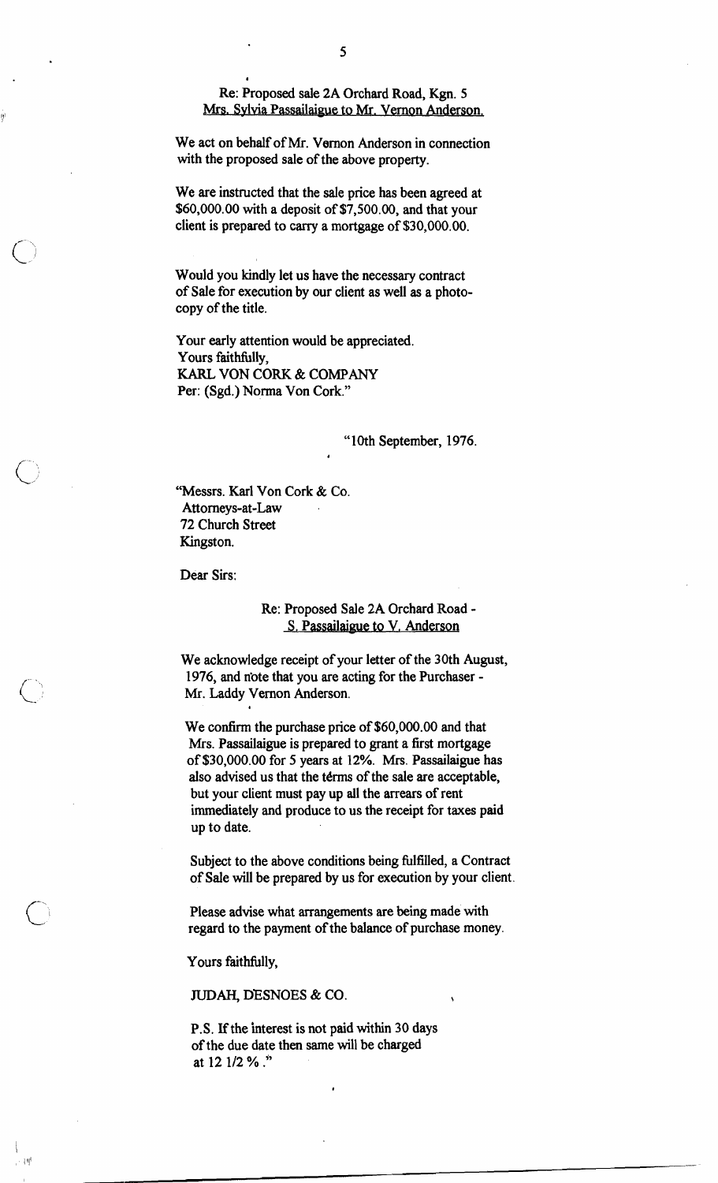Re: Proposed sale 2A Orchard Road, Kgn. 5
Mrs. Sylvia Passailaigue to Mr. Vernon Anderson.

We act on behalf of Mr. Vernon Anderson in connection with the proposed sale of the above property.

We are instructed that the sale price has been agreed at $60,000.00 with a deposit of $7,500.00, and that your client is prepared to carry a mortgage of $30,000.00.

Would you kindly let us have the necessary contract of Sale for execution by our client as well as a photocopy of the title.

Your early attention would be appreciated.
Yours faithfully,
KARL VON CORK & COMPANY
Per: (Sgd.) Norma Von Cork."

"10th September, 1976.

"Messrs. Karl Von Cork & Co.
Attorneys-at-Law
72 Church Street
Kingston.

Dear Sirs:

Re: Proposed Sale 2A Orchard Road -
S. Passailaigue to V. Anderson

We acknowledge receipt of your letter of the 30th August, 1976, and note that you are acting for the Purchaser - Mr. Laddy Vernon Anderson.

We confirm the purchase price of $60,000.00 and that Mrs. Passailaigue is prepared to grant a first mortgage of $30,000.00 for 5 years at 12%. Mrs. Passailaigue has also advised us that the terms of the sale are acceptable, but your client must pay up all the arrears of rent immediately and produce to us the receipt for taxes paid up to date.

Subject to the above conditions being fulfilled, a Contract of Sale will be prepared by us for execution by your client.

Please advise what arrangements are being made with regard to the payment of the balance of purchase money.

Yours faithfully,

JUDAH, DESNOES & CO.

P.S. If the interest is not paid within 30 days of the due date then same will be charged at 12 1/2 %."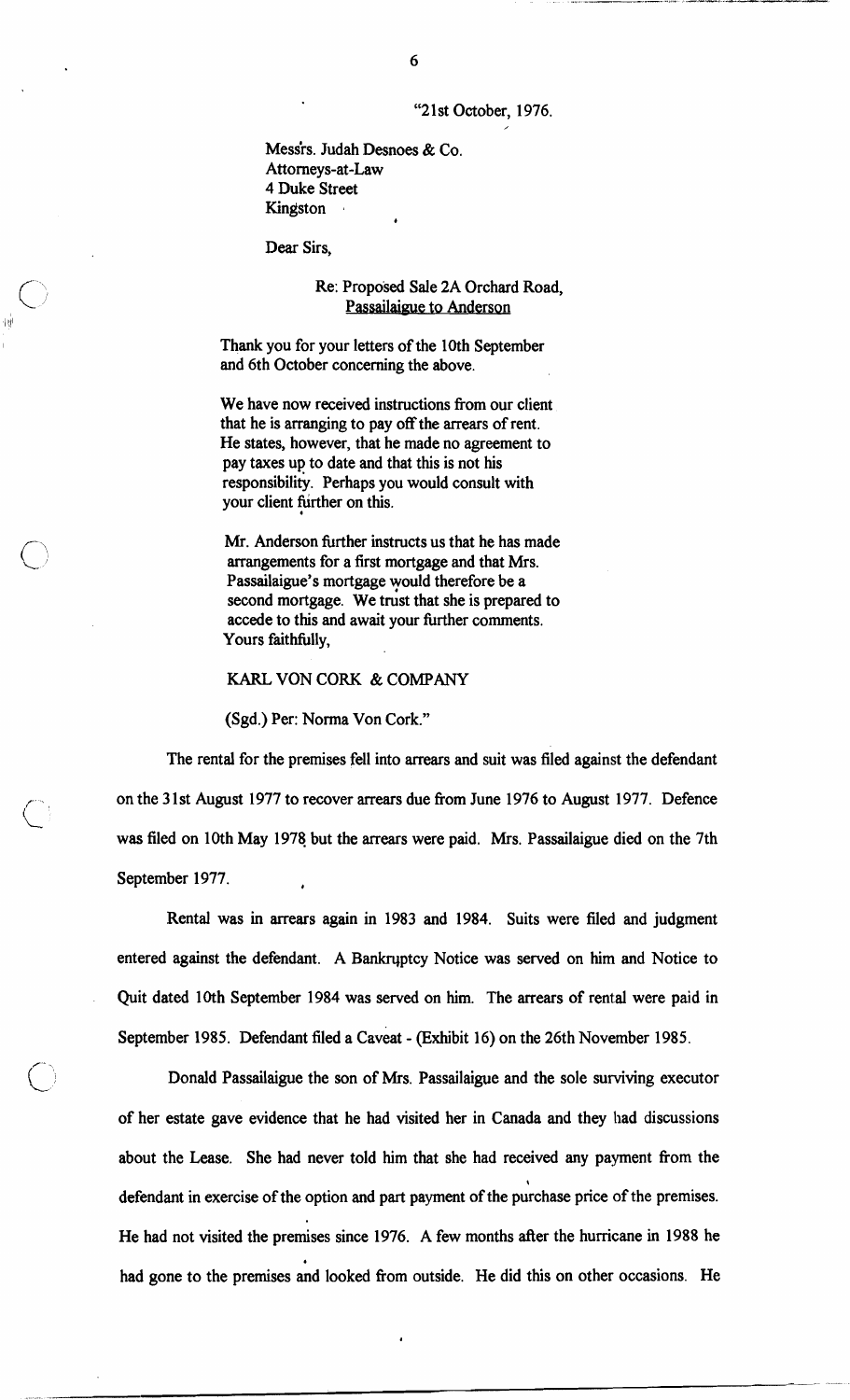"21st October, 1976.

Messrs. Judah Desnoes & Co.
Attorneys-at-Law
4 Duke Street
Kingston

Dear Sirs,

Re: Proposed Sale 2A Orchard Road,
<u>Passailaigue to Anderson</u>

Thank you for your letters of the 10th September and 6th October concerning the above.

We have now received instructions from our client that he is arranging to pay off the arrears of rent. He states, however, that he made no agreement to pay taxes up to date and that this is not his responsibility. Perhaps you would consult with your client further on this.

Mr. Anderson further instructs us that he has made arrangements for a first mortgage and that Mrs. Passailaigue's mortgage would therefore be a second mortgage. We trust that she is prepared to accede to this and await your further comments.
Yours faithfully,

KARL VON CORK & COMPANY

(Sgd.) Per: Norma Von Cork."

The rental for the premises fell into arrears and suit was filed against the defendant on the 31st August 1977 to recover arrears due from June 1976 to August 1977. Defence was filed on 10th May 1978 but the arrears were paid. Mrs. Passailaigue died on the 7th September 1977.

Rental was in arrears again in 1983 and 1984. Suits were filed and judgment entered against the defendant. A Bankruptcy Notice was served on him and Notice to Quit dated 10th September 1984 was served on him. The arrears of rental were paid in September 1985. Defendant filed a Caveat - (Exhibit 16) on the 26th November 1985.

Donald Passailaigue the son of Mrs. Passailaigue and the sole surviving executor of her estate gave evidence that he had visited her in Canada and they had discussions about the Lease. She had never told him that she had received any payment from the defendant in exercise of the option and part payment of the purchase price of the premises. He had not visited the premises since 1976. A few months after the hurricane in 1988 he had gone to the premises and looked from outside. He did this on other occasions. He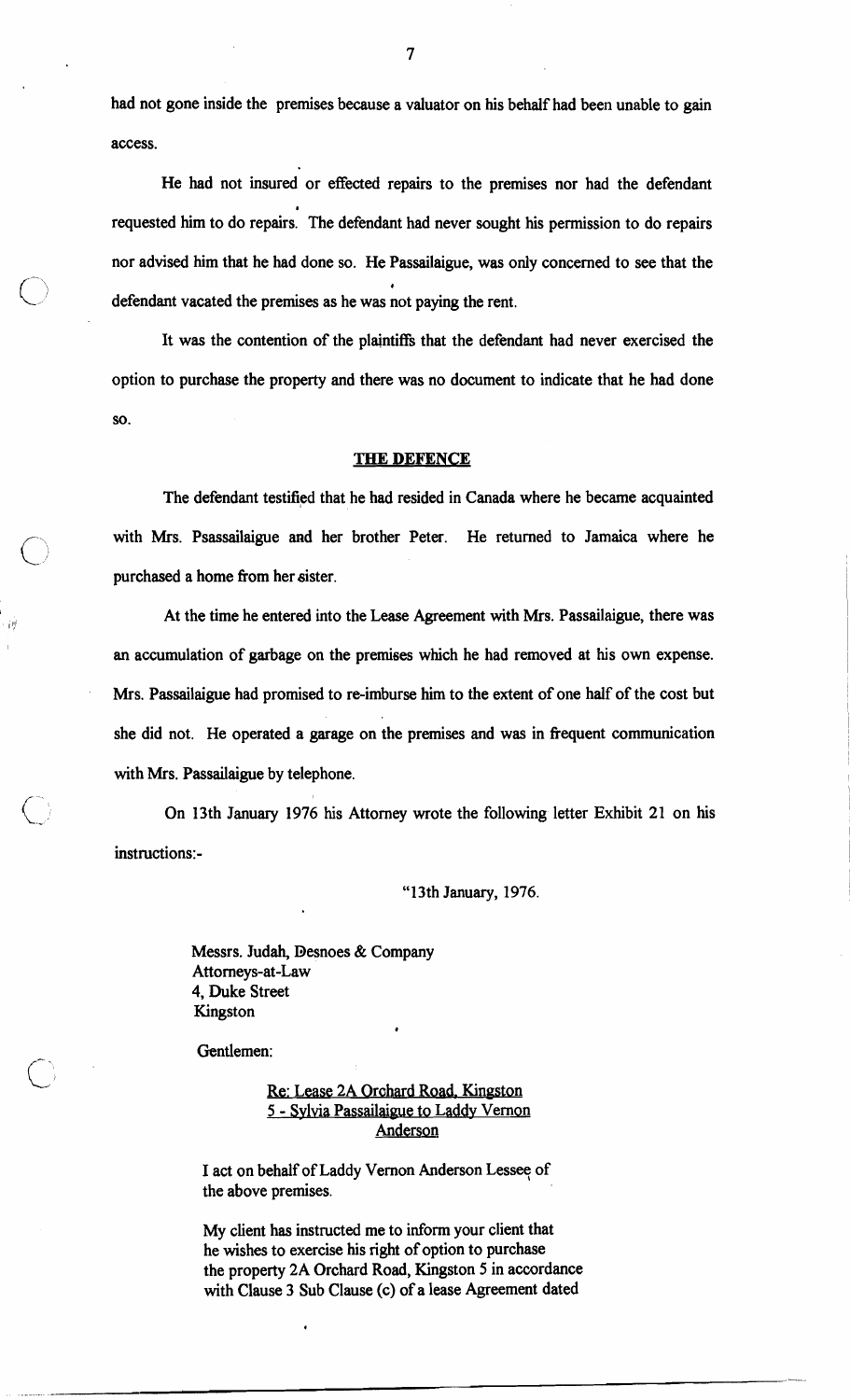had not gone inside the premises because a valuator on his behalf had been unable to gain access.

He had not insured or effected repairs to the premises nor had the defendant requested him to do repairs. The defendant had never sought his permission to do repairs nor advised him that he had done so. He Passailaigue, was only concerned to see that the defendant vacated the premises as he was not paying the rent.

It was the contention of the plaintiffs that the defendant had never exercised the option to purchase the property and there was no document to indicate that he had done so.

## THE DEFENCE

The defendant testified that he had resided in Canada where he became acquainted with Mrs. Psassailaigue and her brother Peter. He returned to Jamaica where he purchased a home from her sister.

At the time he entered into the Lease Agreement with Mrs. Passailaigue, there was an accumulation of garbage on the premises which he had removed at his own expense. Mrs. Passailaigue had promised to re-imburse him to the extent of one half of the cost but she did not. He operated a garage on the premises and was in frequent communication with Mrs. Passailaigue by telephone.

On 13th January 1976 his Attorney wrote the following letter Exhibit 21 on his instructions:-

> "13th January, 1976.
>
> Messrs. Judah, Desnoes & Company
> Attorneys-at-Law
> 4, Duke Street
> Kingston
>
> Gentlemen:
>
> Re: Lease 2A Orchard Road, Kingston 5 - Sylvia Passailaigue to Laddy Vernon Anderson
>
> I act on behalf of Laddy Vernon Anderson Lessee of the above premises.
>
> My client has instructed me to inform your client that he wishes to exercise his right of option to purchase the property 2A Orchard Road, Kingston 5 in accordance with Clause 3 Sub Clause (c) of a lease Agreement dated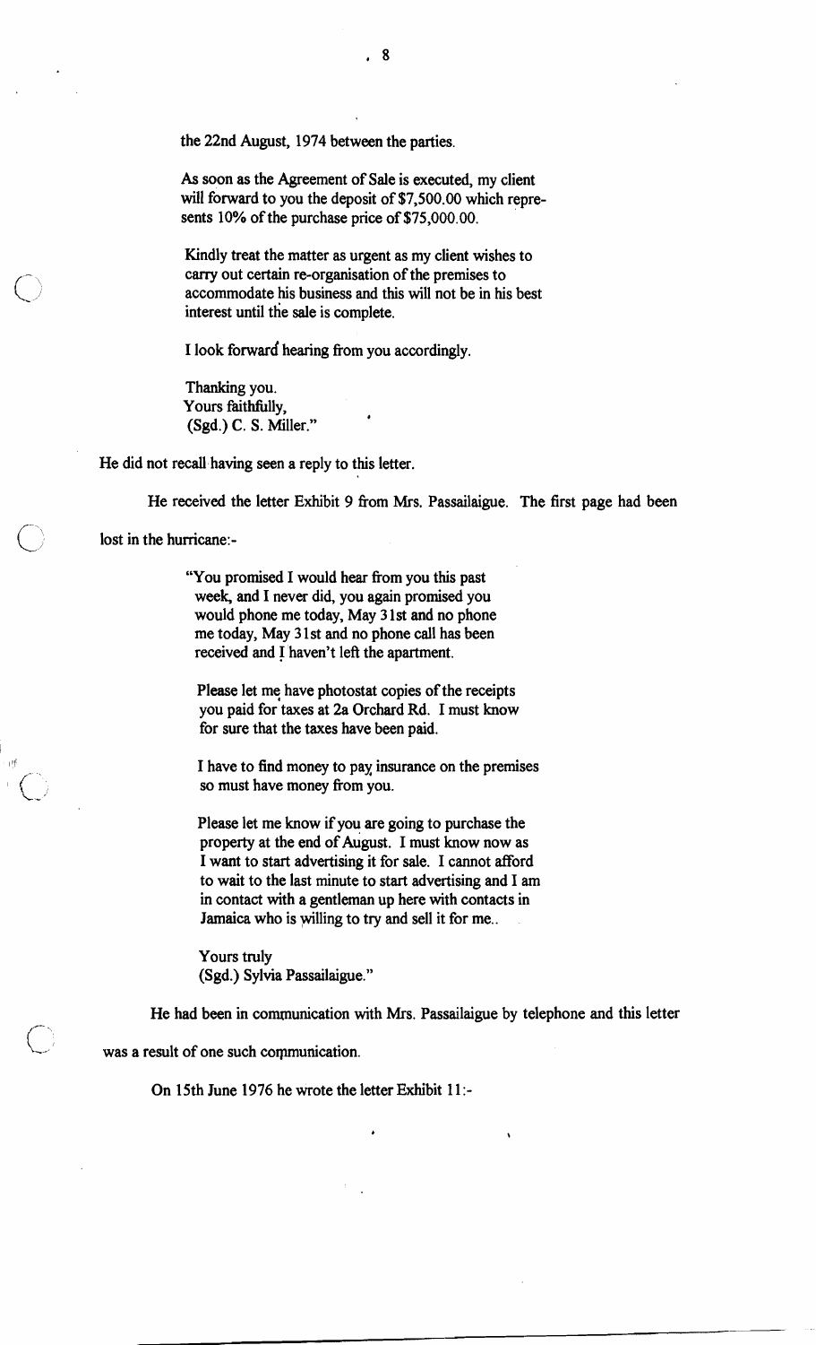the 22nd August, 1974 between the parties.

> As soon as the Agreement of Sale is executed, my client will forward to you the deposit of $7,500.00 which represents 10% of the purchase price of $75,000.00.
>
> Kindly treat the matter as urgent as my client wishes to carry out certain re-organisation of the premises to accommodate his business and this will not be in his best interest until the sale is complete.
>
> I look forward hearing from you accordingly.
>
> Thanking you.
> Yours faithfully,
> (Sgd.) C. S. Miller."

He did not recall having seen a reply to this letter.

He received the letter Exhibit 9 from Mrs. Passailaigue. The first page had been lost in the hurricane:-

> "You promised I would hear from you this past week, and I never did, you again promised you would phone me today, May 31st and no phone me today, May 31st and no phone call has been received and I haven't left the apartment.
>
> Please let me have photostat copies of the receipts you paid for taxes at 2a Orchard Rd. I must know for sure that the taxes have been paid.
>
> I have to find money to pay insurance on the premises so must have money from you.
>
> Please let me know if you are going to purchase the property at the end of August. I must know now as I want to start advertising it for sale. I cannot afford to wait to the last minute to start advertising and I am in contact with a gentleman up here with contacts in Jamaica who is willing to try and sell it for me..
>
> Yours truly
> (Sgd.) Sylvia Passailaigue."

He had been in communication with Mrs. Passailaigue by telephone and this letter was a result of one such communication.

On 15th June 1976 he wrote the letter Exhibit 11:-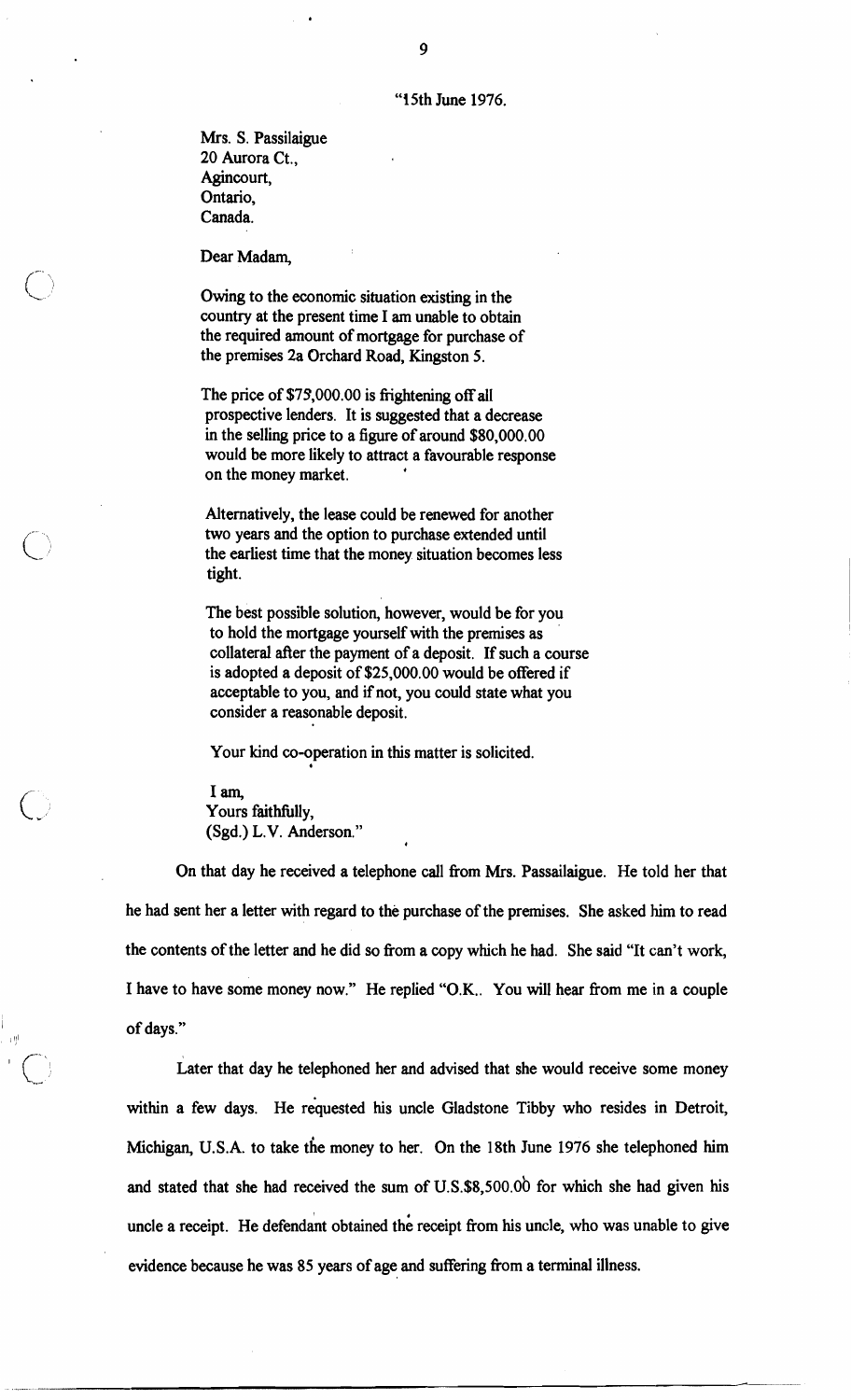"15th June 1976.

Mrs. S. Passilaigue
20 Aurora Ct.,
Agincourt,
Ontario,
Canada.

Dear Madam,

Owing to the economic situation existing in the country at the present time I am unable to obtain the required amount of mortgage for purchase of the premises 2a Orchard Road, Kingston 5.

The price of $75,000.00 is frightening off all prospective lenders. It is suggested that a decrease in the selling price to a figure of around $80,000.00 would be more likely to attract a favourable response on the money market.

Alternatively, the lease could be renewed for another two years and the option to purchase extended until the earliest time that the money situation becomes less tight.

The best possible solution, however, would be for you to hold the mortgage yourself with the premises as collateral after the payment of a deposit. If such a course is adopted a deposit of $25,000.00 would be offered if acceptable to you, and if not, you could state what you consider a reasonable deposit.

Your kind co-operation in this matter is solicited.

I am,
Yours faithfully,
(Sgd.) L.V. Anderson."

On that day he received a telephone call from Mrs. Passailaigue. He told her that he had sent her a letter with regard to the purchase of the premises. She asked him to read the contents of the letter and he did so from a copy which he had. She said "It can't work, I have to have some money now." He replied "O.K.. You will hear from me in a couple of days."

Later that day he telephoned her and advised that she would receive some money within a few days. He requested his uncle Gladstone Tibby who resides in Detroit, Michigan, U.S.A. to take the money to her. On the 18th June 1976 she telephoned him and stated that she had received the sum of U.S.$8,500.00 for which she had given his uncle a receipt. He defendant obtained the receipt from his uncle, who was unable to give evidence because he was 85 years of age and suffering from a terminal illness.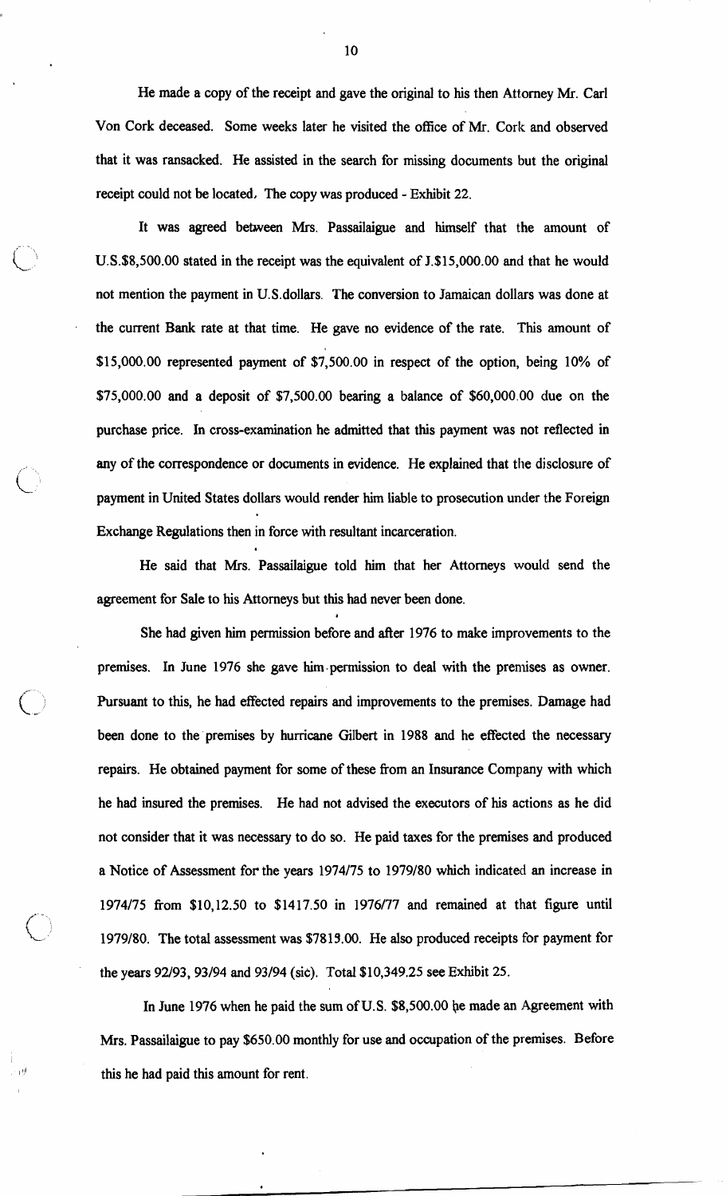He made a copy of the receipt and gave the original to his then Attorney Mr. Carl Von Cork deceased. Some weeks later he visited the office of Mr. Cork and observed that it was ransacked. He assisted in the search for missing documents but the original receipt could not be located. The copy was produced - Exhibit 22.

It was agreed between Mrs. Passailaigue and himself that the amount of U.S.$8,500.00 stated in the receipt was the equivalent of J.$15,000.00 and that he would not mention the payment in U.S.dollars. The conversion to Jamaican dollars was done at the current Bank rate at that time. He gave no evidence of the rate. This amount of $15,000.00 represented payment of $7,500.00 in respect of the option, being 10% of $75,000.00 and a deposit of $7,500.00 bearing a balance of $60,000.00 due on the purchase price. In cross-examination he admitted that this payment was not reflected in any of the correspondence or documents in evidence. He explained that the disclosure of payment in United States dollars would render him liable to prosecution under the Foreign Exchange Regulations then in force with resultant incarceration.

He said that Mrs. Passailaigue told him that her Attorneys would send the agreement for Sale to his Attorneys but this had never been done.

She had given him permission before and after 1976 to make improvements to the premises. In June 1976 she gave him permission to deal with the premises as owner. Pursuant to this, he had effected repairs and improvements to the premises. Damage had been done to the premises by hurricane Gilbert in 1988 and he effected the necessary repairs. He obtained payment for some of these from an Insurance Company with which he had insured the premises. He had not advised the executors of his actions as he did not consider that it was necessary to do so. He paid taxes for the premises and produced a Notice of Assessment for the years 1974/75 to 1979/80 which indicated an increase in 1974/75 from $10,12.50 to $1417.50 in 1976/77 and remained at that figure until 1979/80. The total assessment was $7815.00. He also produced receipts for payment for the years 92/93, 93/94 and 93/94 (sic). Total $10,349.25 see Exhibit 25.

In June 1976 when he paid the sum of U.S. $8,500.00 he made an Agreement with Mrs. Passailaigue to pay $650.00 monthly for use and occupation of the premises. Before this he had paid this amount for rent.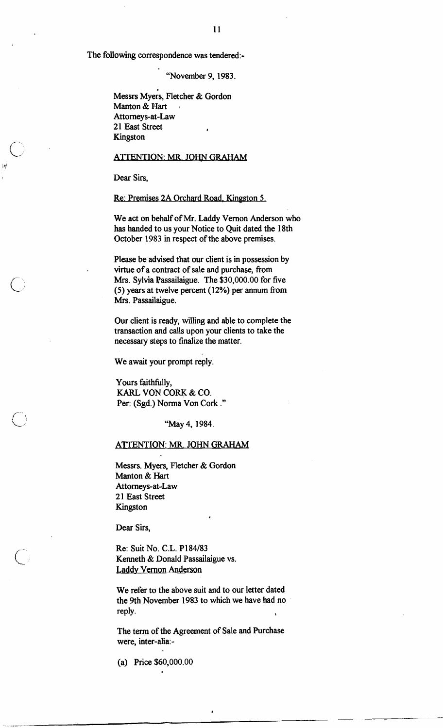The following correspondence was tendered:-

"November 9, 1983.

Messrs Myers, Fletcher & Gordon
Manton & Hart
Attorneys-at-Law
21 East Street
Kingston

ATTENTION: MR. JOHN GRAHAM

Dear Sirs,

Re: Premises 2A Orchard Road, Kingston 5.

We act on behalf of Mr. Laddy Vernon Anderson who has handed to us your Notice to Quit dated the 18th October 1983 in respect of the above premises.

Please be advised that our client is in possession by virtue of a contract of sale and purchase, from Mrs. Sylvia Passailaigue. The $30,000.00 for five (5) years at twelve percent (12%) per annum from Mrs. Passailaigue.

Our client is ready, willing and able to complete the transaction and calls upon your clients to take the necessary steps to finalize the matter.

We await your prompt reply.

Yours faithfully,
KARL VON CORK & CO.
Per: (Sgd.) Norma Von Cork ."

"May 4, 1984.

ATTENTION: MR. JOHN GRAHAM

Messrs. Myers, Fletcher & Gordon
Manton & Hart
Attorneys-at-Law
21 East Street
Kingston

Dear Sirs,

Re: Suit No. C.L. P184/83
Kenneth & Donald Passailaigue vs.
Laddy Vernon Anderson

We refer to the above suit and to our letter dated the 9th November 1983 to which we have had no reply.

The term of the Agreement of Sale and Purchase were, inter-alia:-

(a) Price $60,000.00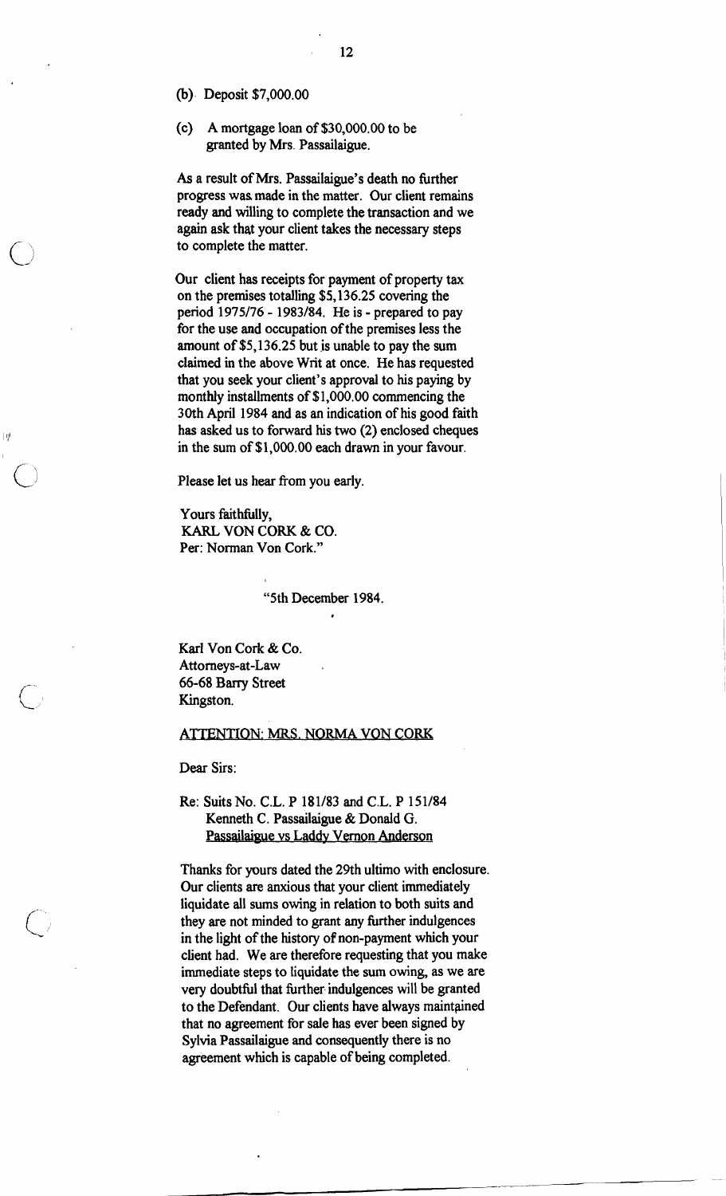(b) Deposit $7,000.00

(c) A mortgage loan of $30,000.00 to be granted by Mrs. Passailaigue.

As a result of Mrs. Passailaigue's death no further progress was made in the matter. Our client remains ready and willing to complete the transaction and we again ask that your client takes the necessary steps to complete the matter.

Our client has receipts for payment of property tax on the premises totalling $5,136.25 covering the period 1975/76 - 1983/84. He is - prepared to pay for the use and occupation of the premises less the amount of $5,136.25 but is unable to pay the sum claimed in the above Writ at once. He has requested that you seek your client's approval to his paying by monthly installments of $1,000.00 commencing the 30th April 1984 and as an indication of his good faith has asked us to forward his two (2) enclosed cheques in the sum of $1,000.00 each drawn in your favour.

Please let us hear from you early.

Yours faithfully,
KARL VON CORK & CO.
Per: Norman Von Cork."

"5th December 1984.

Karl Von Cork & Co.
Attorneys-at-Law
66-68 Barry Street
Kingston.

ATTENTION: MRS. NORMA VON CORK

Dear Sirs:

Re: Suits No. C.L. P 181/83 and C.L. P 151/84
Kenneth C. Passailaigue & Donald G.
Passailaigue vs Laddy Vernon Anderson

Thanks for yours dated the 29th ultimo with enclosure. Our clients are anxious that your client immediately liquidate all sums owing in relation to both suits and they are not minded to grant any further indulgences in the light of the history of non-payment which your client had. We are therefore requesting that you make immediate steps to liquidate the sum owing, as we are very doubtful that further indulgences will be granted to the Defendant. Our clients have always maintained that no agreement for sale has ever been signed by Sylvia Passailaigue and consequently there is no agreement which is capable of being completed.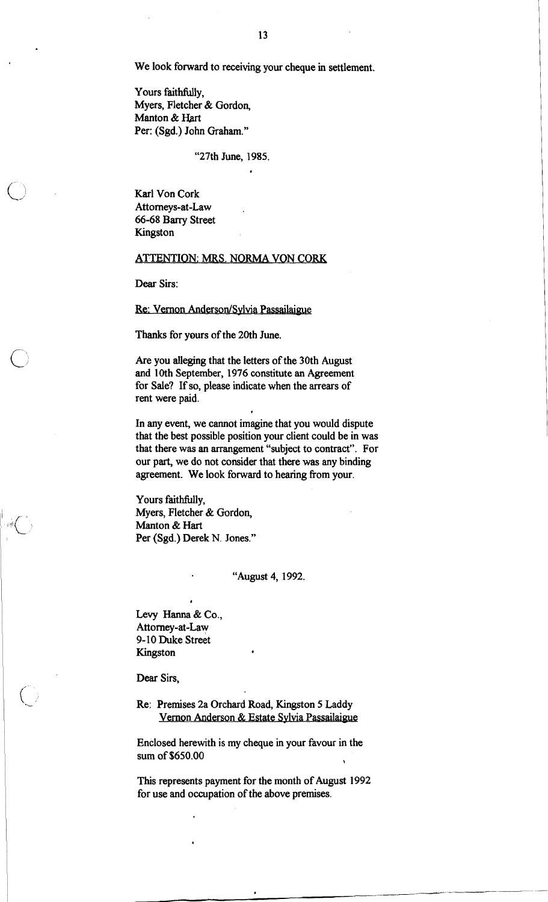We look forward to receiving your cheque in settlement.

Yours faithfully,
Myers, Fletcher & Gordon,
Manton & Hart
Per: (Sgd.) John Graham."

"27th June, 1985.

Karl Von Cork
Attorneys-at-Law
66-68 Barry Street
Kingston

ATTENTION: MRS. NORMA VON CORK

Dear Sirs:

Re: Vernon Anderson/Sylvia Passailaigue

Thanks for yours of the 20th June.

Are you alleging that the letters of the 30th August and 10th September, 1976 constitute an Agreement for Sale? If so, please indicate when the arrears of rent were paid.

In any event, we cannot imagine that you would dispute that the best possible position your client could be in was that there was an arrangement "subject to contract". For our part, we do not consider that there was any binding agreement. We look forward to hearing from your.

Yours faithfully,
Myers, Fletcher & Gordon,
Manton & Hart
Per (Sgd.) Derek N. Jones."

"August 4, 1992.

Levy Hanna & Co.,
Attorney-at-Law
9-10 Duke Street
Kingston

Dear Sirs,

Re: Premises 2a Orchard Road, Kingston 5 Laddy
Vernon Anderson & Estate Sylvia Passailaigue

Enclosed herewith is my cheque in your favour in the sum of $650.00

This represents payment for the month of August 1992 for use and occupation of the above premises.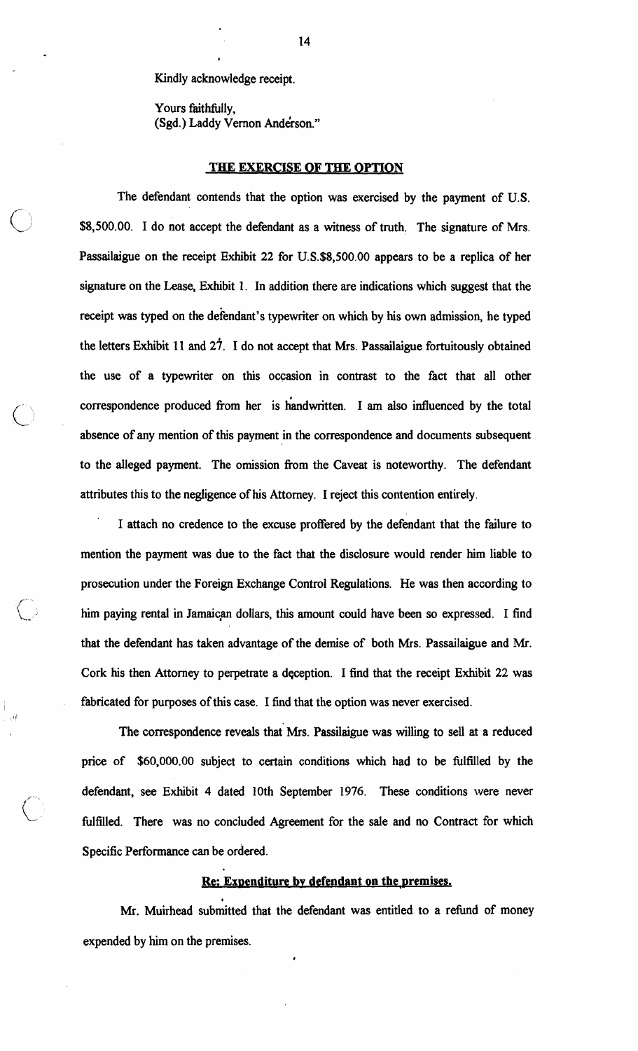Kindly acknowledge receipt.

Yours faithfully,
(Sgd.) Laddy Vernon Anderson."

## THE EXERCISE OF THE OPTION

The defendant contends that the option was exercised by the payment of U.S. $8,500.00. I do not accept the defendant as a witness of truth. The signature of Mrs. Passailaigue on the receipt Exhibit 22 for U.S.$8,500.00 appears to be a replica of her signature on the Lease, Exhibit 1. In addition there are indications which suggest that the receipt was typed on the defendant's typewriter on which by his own admission, he typed the letters Exhibit 11 and 27. I do not accept that Mrs. Passailaigue fortuitously obtained the use of a typewriter on this occasion in contrast to the fact that all other correspondence produced from her is handwritten. I am also influenced by the total absence of any mention of this payment in the correspondence and documents subsequent to the alleged payment. The omission from the Caveat is noteworthy. The defendant attributes this to the negligence of his Attorney. I reject this contention entirely.

I attach no credence to the excuse proffered by the defendant that the failure to mention the payment was due to the fact that the disclosure would render him liable to prosecution under the Foreign Exchange Control Regulations. He was then according to him paying rental in Jamaican dollars, this amount could have been so expressed. I find that the defendant has taken advantage of the demise of both Mrs. Passailaigue and Mr. Cork his then Attorney to perpetrate a deception. I find that the receipt Exhibit 22 was fabricated for purposes of this case. I find that the option was never exercised.

The correspondence reveals that Mrs. Passilaigue was willing to sell at a reduced price of $60,000.00 subject to certain conditions which had to be fulfilled by the defendant, see Exhibit 4 dated 10th September 1976. These conditions were never fulfilled. There was no concluded Agreement for the sale and no Contract for which Specific Performance can be ordered.

## Re: Expenditure by defendant on the premises.

Mr. Muirhead submitted that the defendant was entitled to a refund of money expended by him on the premises.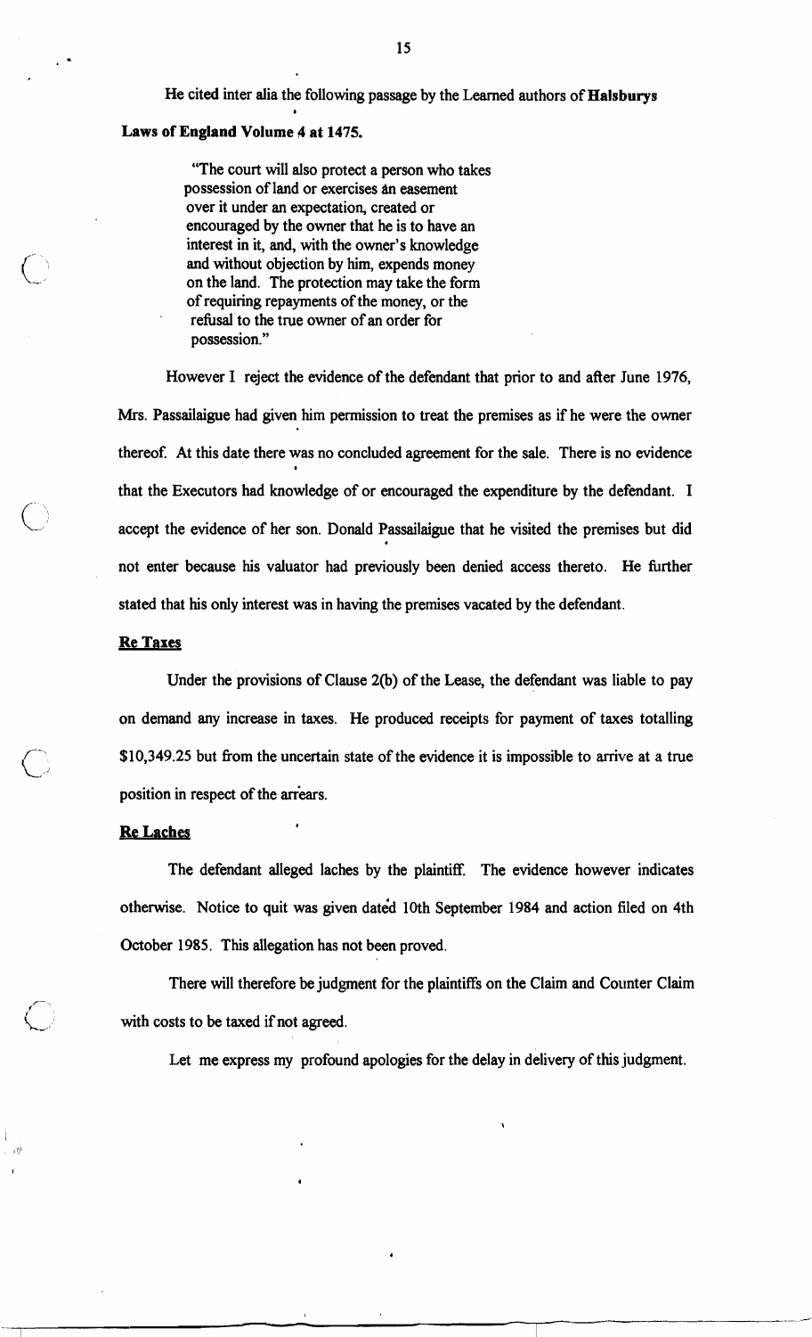He cited inter alia the following passage by the Learned authors of **Halsburys Laws of England Volume 4 at 1475.**

> "The court will also protect a person who takes possession of land or exercises an easement over it under an expectation, created or encouraged by the owner that he is to have an interest in it, and, with the owner's knowledge and without objection by him, expends money on the land. The protection may take the form of requiring repayments of the money, or the refusal to the true owner of an order for possession."

However I reject the evidence of the defendant that prior to and after June 1976, Mrs. Passailaigue had given him permission to treat the premises as if he were the owner thereof. At this date there was no concluded agreement for the sale. There is no evidence that the Executors had knowledge of or encouraged the expenditure by the defendant. I accept the evidence of her son. Donald Passailaigue that he visited the premises but did not enter because his valuator had previously been denied access thereto. He further stated that his only interest was in having the premises vacated by the defendant.

**Re Taxes**

Under the provisions of Clause 2(b) of the Lease, the defendant was liable to pay on demand any increase in taxes. He produced receipts for payment of taxes totalling $10,349.25 but from the uncertain state of the evidence it is impossible to arrive at a true position in respect of the arrears.

**Re Laches**

The defendant alleged laches by the plaintiff. The evidence however indicates otherwise. Notice to quit was given dated 10th September 1984 and action filed on 4th October 1985. This allegation has not been proved.

There will therefore be judgment for the plaintiffs on the Claim and Counter Claim with costs to be taxed if not agreed.

Let me express my profound apologies for the delay in delivery of this judgment.